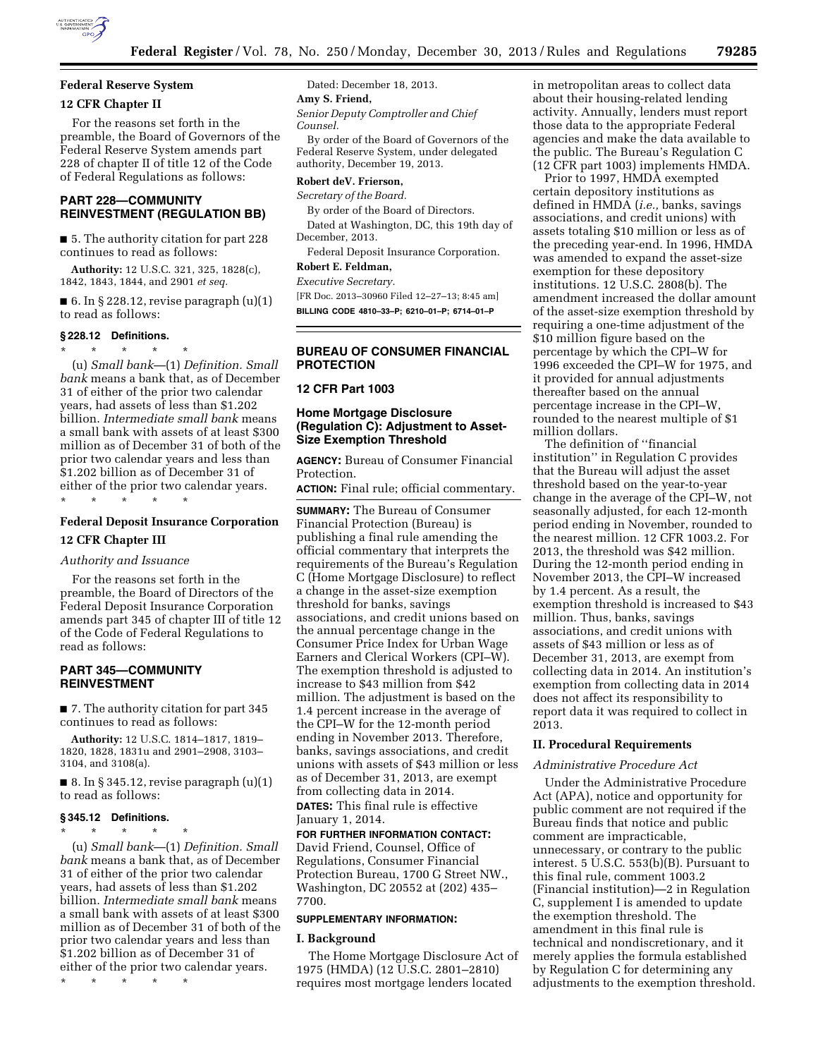## Federal Reserve System

### 12 CFR Chapter II

For the reasons set forth in the preamble, the Board of Governors of the Federal Reserve System amends part 228 of chapter II of title 12 of the Code of Federal Regulations as follows:

## PART 228—COMMUNITY REINVESTMENT (REGULATION BB)

■ 5. The authority citation for part 228 continues to read as follows:

**Authority:** 12 U.S.C. 321, 325, 1828(c), 1842, 1843, 1844, and 2901 *et seq.*

■ 6. In § 228.12, revise paragraph (u)(1) to read as follows:

### § 228.12 Definitions.

\* \* \* \* \*

(u) *Small bank*—(1) *Definition. Small bank* means a bank that, as of December 31 of either of the prior two calendar years, had assets of less than $1.202 billion. *Intermediate small bank* means a small bank with assets of at least $300 million as of December 31 of both of the prior two calendar years and less than $1.202 billion as of December 31 of either of the prior two calendar years.

\* \* \* \* \*

## Federal Deposit Insurance Corporation

### 12 CFR Chapter III

*Authority and Issuance*

For the reasons set forth in the preamble, the Board of Directors of the Federal Deposit Insurance Corporation amends part 345 of chapter III of title 12 of the Code of Federal Regulations to read as follows:

## PART 345—COMMUNITY REINVESTMENT

■ 7. The authority citation for part 345 continues to read as follows:

**Authority:** 12 U.S.C. 1814–1817, 1819–1820, 1828, 1831u and 2901–2908, 3103–3104, and 3108(a).

■ 8. In § 345.12, revise paragraph (u)(1) to read as follows:

### § 345.12 Definitions.

\* \* \* \* \*

(u) *Small bank*—(1) *Definition. Small bank* means a bank that, as of December 31 of either of the prior two calendar years, had assets of less than $1.202 billion. *Intermediate small bank* means a small bank with assets of at least $300 million as of December 31 of both of the prior two calendar years and less than $1.202 billion as of December 31 of either of the prior two calendar years.

\* \* \* \* \*

Dated: December 18, 2013.

**Amy S. Friend,**

*Senior Deputy Comptroller and Chief Counsel.*

By order of the Board of Governors of the Federal Reserve System, under delegated authority, December 19, 2013.

**Robert deV. Frierson,**

*Secretary of the Board.*

By order of the Board of Directors.

Dated at Washington, DC, this 19th day of December, 2013.

Federal Deposit Insurance Corporation.

**Robert E. Feldman,**

*Executive Secretary.*

[FR Doc. 2013–30960 Filed 12–27–13; 8:45 am]

**BILLING CODE 4810–33–P; 6210–01–P; 6714–01–P**

---

## BUREAU OF CONSUMER FINANCIAL PROTECTION

### 12 CFR Part 1003

### Home Mortgage Disclosure (Regulation C): Adjustment to Asset-Size Exemption Threshold

**AGENCY:** Bureau of Consumer Financial Protection.

**ACTION:** Final rule; official commentary.

**SUMMARY:** The Bureau of Consumer Financial Protection (Bureau) is publishing a final rule amending the official commentary that interprets the requirements of the Bureau's Regulation C (Home Mortgage Disclosure) to reflect a change in the asset-size exemption threshold for banks, savings associations, and credit unions based on the annual percentage change in the Consumer Price Index for Urban Wage Earners and Clerical Workers (CPI–W). The exemption threshold is adjusted to increase to $43 million from $42 million. The adjustment is based on the 1.4 percent increase in the average of the CPI–W for the 12-month period ending in November 2013. Therefore, banks, savings associations, and credit unions with assets of $43 million or less as of December 31, 2013, are exempt from collecting data in 2014.

**DATES:** This final rule is effective January 1, 2014.

**FOR FURTHER INFORMATION CONTACT:** David Friend, Counsel, Office of Regulations, Consumer Financial Protection Bureau, 1700 G Street NW., Washington, DC 20552 at (202) 435–7700.

**SUPPLEMENTARY INFORMATION:**

### I. Background

The Home Mortgage Disclosure Act of 1975 (HMDA) (12 U.S.C. 2801–2810) requires most mortgage lenders located in metropolitan areas to collect data about their housing-related lending activity. Annually, lenders must report those data to the appropriate Federal agencies and make the data available to the public. The Bureau's Regulation C (12 CFR part 1003) implements HMDA.

Prior to 1997, HMDA exempted certain depository institutions as defined in HMDA (*i.e.,* banks, savings associations, and credit unions) with assets totaling $10 million or less as of the preceding year-end. In 1996, HMDA was amended to expand the asset-size exemption for these depository institutions. 12 U.S.C. 2808(b). The amendment increased the dollar amount of the asset-size exemption threshold by requiring a one-time adjustment of the $10 million figure based on the percentage by which the CPI–W for 1996 exceeded the CPI–W for 1975, and it provided for annual adjustments thereafter based on the annual percentage increase in the CPI–W, rounded to the nearest multiple of $1 million dollars.

The definition of ''financial institution'' in Regulation C provides that the Bureau will adjust the asset threshold based on the year-to-year change in the average of the CPI–W, not seasonally adjusted, for each 12-month period ending in November, rounded to the nearest million. 12 CFR 1003.2. For 2013, the threshold was $42 million. During the 12-month period ending in November 2013, the CPI–W increased by 1.4 percent. As a result, the exemption threshold is increased to $43 million. Thus, banks, savings associations, and credit unions with assets of $43 million or less as of December 31, 2013, are exempt from collecting data in 2014. An institution's exemption from collecting data in 2014 does not affect its responsibility to report data it was required to collect in 2013.

### II. Procedural Requirements

*Administrative Procedure Act*

Under the Administrative Procedure Act (APA), notice and opportunity for public comment are not required if the Bureau finds that notice and public comment are impracticable, unnecessary, or contrary to the public interest. 5 U.S.C. 553(b)(B). Pursuant to this final rule, comment 1003.2 (Financial institution)—2 in Regulation C, supplement I is amended to update the exemption threshold. The amendment in this final rule is technical and nondiscretionary, and it merely applies the formula established by Regulation C for determining any adjustments to the exemption threshold.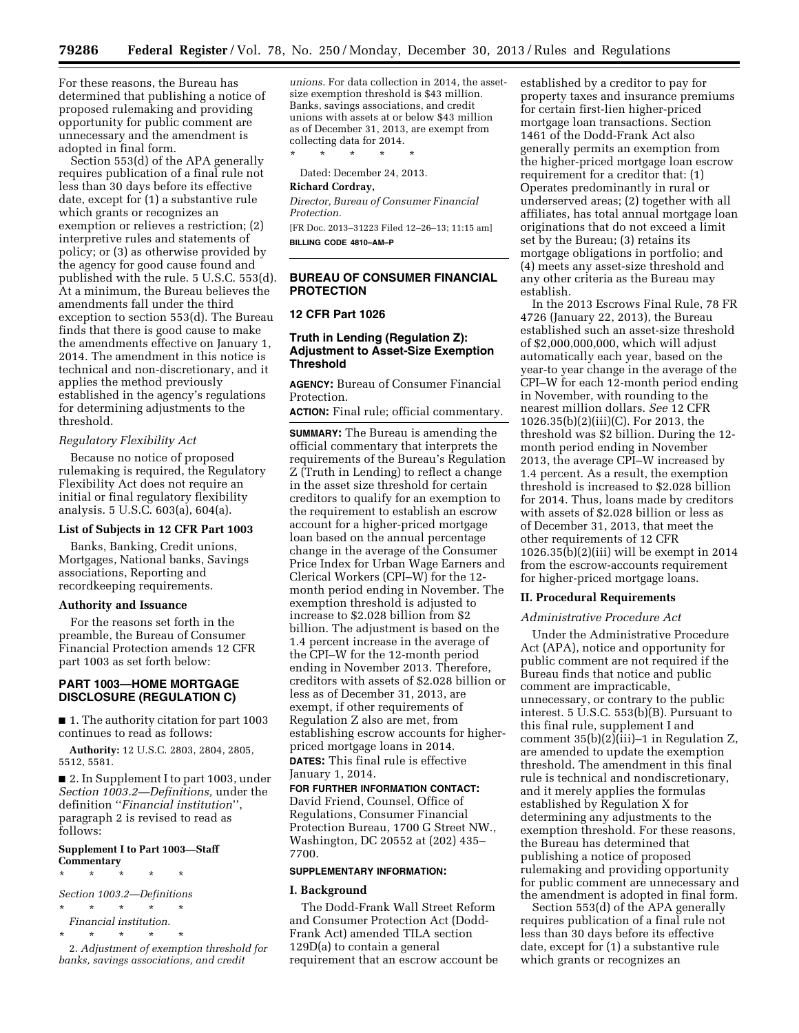For these reasons, the Bureau has determined that publishing a notice of proposed rulemaking and providing opportunity for public comment are unnecessary and the amendment is adopted in final form.

Section 553(d) of the APA generally requires publication of a final rule not less than 30 days before its effective date, except for (1) a substantive rule which grants or recognizes an exemption or relieves a restriction; (2) interpretive rules and statements of policy; or (3) as otherwise provided by the agency for good cause found and published with the rule. 5 U.S.C. 553(d). At a minimum, the Bureau believes the amendments fall under the third exception to section 553(d). The Bureau finds that there is good cause to make the amendments effective on January 1, 2014. The amendment in this notice is technical and non-discretionary, and it applies the method previously established in the agency's regulations for determining adjustments to the threshold.

*Regulatory Flexibility Act*

Because no notice of proposed rulemaking is required, the Regulatory Flexibility Act does not require an initial or final regulatory flexibility analysis. 5 U.S.C. 603(a), 604(a).

**List of Subjects in 12 CFR Part 1003**

Banks, Banking, Credit unions, Mortgages, National banks, Savings associations, Reporting and recordkeeping requirements.

**Authority and Issuance**

For the reasons set forth in the preamble, the Bureau of Consumer Financial Protection amends 12 CFR part 1003 as set forth below:

## PART 1003—HOME MORTGAGE DISCLOSURE (REGULATION C)

■ 1. The authority citation for part 1003 continues to read as follows:

**Authority:** 12 U.S.C. 2803, 2804, 2805, 5512, 5581.

■ 2. In Supplement I to part 1003, under *Section 1003.2—Definitions,* under the definition ''*Financial institution*'', paragraph 2 is revised to read as follows:

**Supplement I to Part 1003—Staff Commentary**

\* \* \* \* \*

*Section 1003.2—Definitions*

\* \* \* \* \*

*Financial institution.*

\* \* \* \* \*

2. *Adjustment of exemption threshold for banks, savings associations, and credit unions.* For data collection in 2014, the asset-size exemption threshold is $43 million. Banks, savings associations, and credit unions with assets at or below $43 million as of December 31, 2013, are exempt from collecting data for 2014.

\* \* \* \* \*

Dated: December 24, 2013.

**Richard Cordray,**

*Director, Bureau of Consumer Financial Protection.*

[FR Doc. 2013–31223 Filed 12–26–13; 11:15 am]

**BILLING CODE 4810–AM–P**

## BUREAU OF CONSUMER FINANCIAL PROTECTION

## 12 CFR Part 1026

## Truth in Lending (Regulation Z): Adjustment to Asset-Size Exemption Threshold

**AGENCY:** Bureau of Consumer Financial Protection.

**ACTION:** Final rule; official commentary.

**SUMMARY:** The Bureau is amending the official commentary that interprets the requirements of the Bureau's Regulation Z (Truth in Lending) to reflect a change in the asset size threshold for certain creditors to qualify for an exemption to the requirement to establish an escrow account for a higher-priced mortgage loan based on the annual percentage change in the average of the Consumer Price Index for Urban Wage Earners and Clerical Workers (CPI–W) for the 12-month period ending in November. The exemption threshold is adjusted to increase to $2.028 billion from $2 billion. The adjustment is based on the 1.4 percent increase in the average of the CPI–W for the 12-month period ending in November 2013. Therefore, creditors with assets of $2.028 billion or less as of December 31, 2013, are exempt, if other requirements of Regulation Z also are met, from establishing escrow accounts for higher-priced mortgage loans in 2014.

**DATES:** This final rule is effective January 1, 2014.

**FOR FURTHER INFORMATION CONTACT:** David Friend, Counsel, Office of Regulations, Consumer Financial Protection Bureau, 1700 G Street NW., Washington, DC 20552 at (202) 435–7700.

**SUPPLEMENTARY INFORMATION:**

### I. Background

The Dodd-Frank Wall Street Reform and Consumer Protection Act (Dodd-Frank Act) amended TILA section 129D(a) to contain a general requirement that an escrow account be established by a creditor to pay for property taxes and insurance premiums for certain first-lien higher-priced mortgage loan transactions. Section 1461 of the Dodd-Frank Act also generally permits an exemption from the higher-priced mortgage loan escrow requirement for a creditor that: (1) Operates predominantly in rural or underserved areas; (2) together with all affiliates, has total annual mortgage loan originations that do not exceed a limit set by the Bureau; (3) retains its mortgage obligations in portfolio; and (4) meets any asset-size threshold and any other criteria as the Bureau may establish.

In the 2013 Escrows Final Rule, 78 FR 4726 (January 22, 2013), the Bureau established such an asset-size threshold of $2,000,000,000, which will adjust automatically each year, based on the year-to year change in the average of the CPI–W for each 12-month period ending in November, with rounding to the nearest million dollars. *See* 12 CFR 1026.35(b)(2)(iii)(C). For 2013, the threshold was $2 billion. During the 12-month period ending in November 2013, the average CPI–W increased by 1.4 percent. As a result, the exemption threshold is increased to $2.028 billion for 2014. Thus, loans made by creditors with assets of $2.028 billion or less as of December 31, 2013, that meet the other requirements of 12 CFR 1026.35(b)(2)(iii) will be exempt in 2014 from the escrow-accounts requirement for higher-priced mortgage loans.

### II. Procedural Requirements

*Administrative Procedure Act*

Under the Administrative Procedure Act (APA), notice and opportunity for public comment are not required if the Bureau finds that notice and public comment are impracticable, unnecessary, or contrary to the public interest. 5 U.S.C. 553(b)(B). Pursuant to this final rule, supplement I and comment 35(b)(2)(iii)–1 in Regulation Z, are amended to update the exemption threshold. The amendment in this final rule is technical and nondiscretionary, and it merely applies the formulas established by Regulation X for determining any adjustments to the exemption threshold. For these reasons, the Bureau has determined that publishing a notice of proposed rulemaking and providing opportunity for public comment are unnecessary and the amendment is adopted in final form.

Section 553(d) of the APA generally requires publication of a final rule not less than 30 days before its effective date, except for (1) a substantive rule which grants or recognizes an